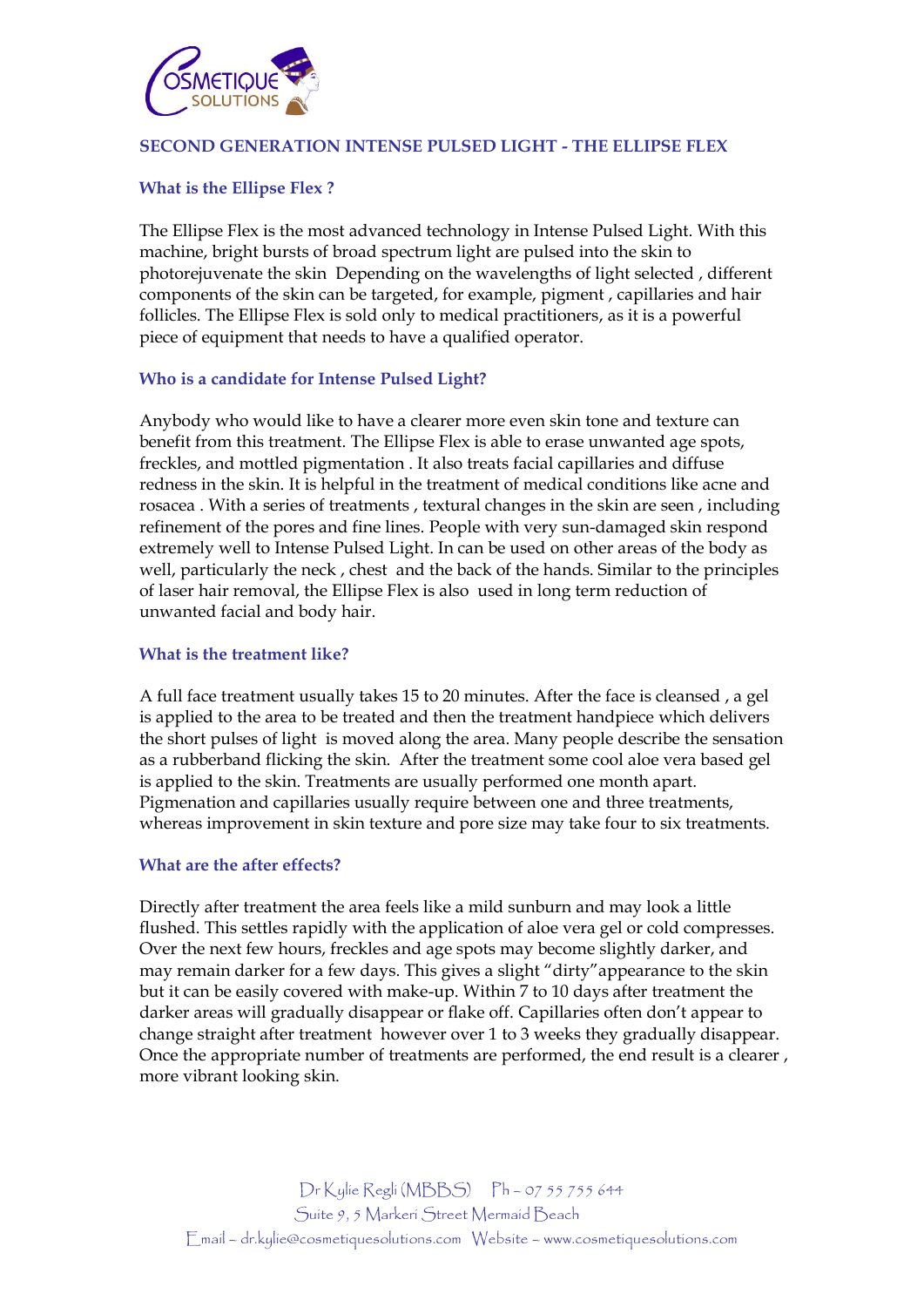# SECOND GENERATION INTENSE PULSED LIGHT - THE ELLIPSE FLEX

## What is the Ellipse Flex ?

The Ellipse Flex is the most advanced technology in Intense Pulsed Light. With this machine, bright bursts of broad spectrum light are pulsed into the skin to photorejuvenate the skin  Depending on the wavelengths of light selected , different components of the skin can be targeted, for example, pigment , capillaries and hair follicles. The Ellipse Flex is sold only to medical practitioners, as it is a powerful piece of equipment that needs to have a qualified operator.

## Who is a candidate for Intense Pulsed Light?

Anybody who would like to have a clearer more even skin tone and texture can benefit from this treatment. The Ellipse Flex is able to erase unwanted age spots, freckles, and mottled pigmentation . It also treats facial capillaries and diffuse redness in the skin. It is helpful in the treatment of medical conditions like acne and rosacea . With a series of treatments , textural changes in the skin are seen , including refinement of the pores and fine lines. People with very sun-damaged skin respond extremely well to Intense Pulsed Light. In can be used on other areas of the body as well, particularly the neck , chest  and the back of the hands. Similar to the principles of laser hair removal, the Ellipse Flex is also  used in long term reduction of unwanted facial and body hair.

## What is the treatment like?

A full face treatment usually takes 15 to 20 minutes. After the face is cleansed , a gel is applied to the area to be treated and then the treatment handpiece which delivers the short pulses of light  is moved along the area. Many people describe the sensation as a rubberband flicking the skin.  After the treatment some cool aloe vera based gel is applied to the skin. Treatments are usually performed one month apart. Pigmenation and capillaries usually require between one and three treatments, whereas improvement in skin texture and pore size may take four to six treatments.

## What are the after effects?

Directly after treatment the area feels like a mild sunburn and may look a little flushed. This settles rapidly with the application of aloe vera gel or cold compresses. Over the next few hours, freckles and age spots may become slightly darker, and may remain darker for a few days. This gives a slight "dirty"appearance to the skin but it can be easily covered with make-up. Within 7 to 10 days after treatment the darker areas will gradually disappear or flake off. Capillaries often don't appear to change straight after treatment  however over 1 to 3 weeks they gradually disappear. Once the appropriate number of treatments are performed, the end result is a clearer , more vibrant looking skin.

Dr Kylie Regli (MBBS)    Ph – 07 55 755 644
Suite 9, 5 Markeri Street Mermaid Beach
Email – dr.kylie@cosmetiquesolutions.com   Website – www.cosmetiquesolutions.com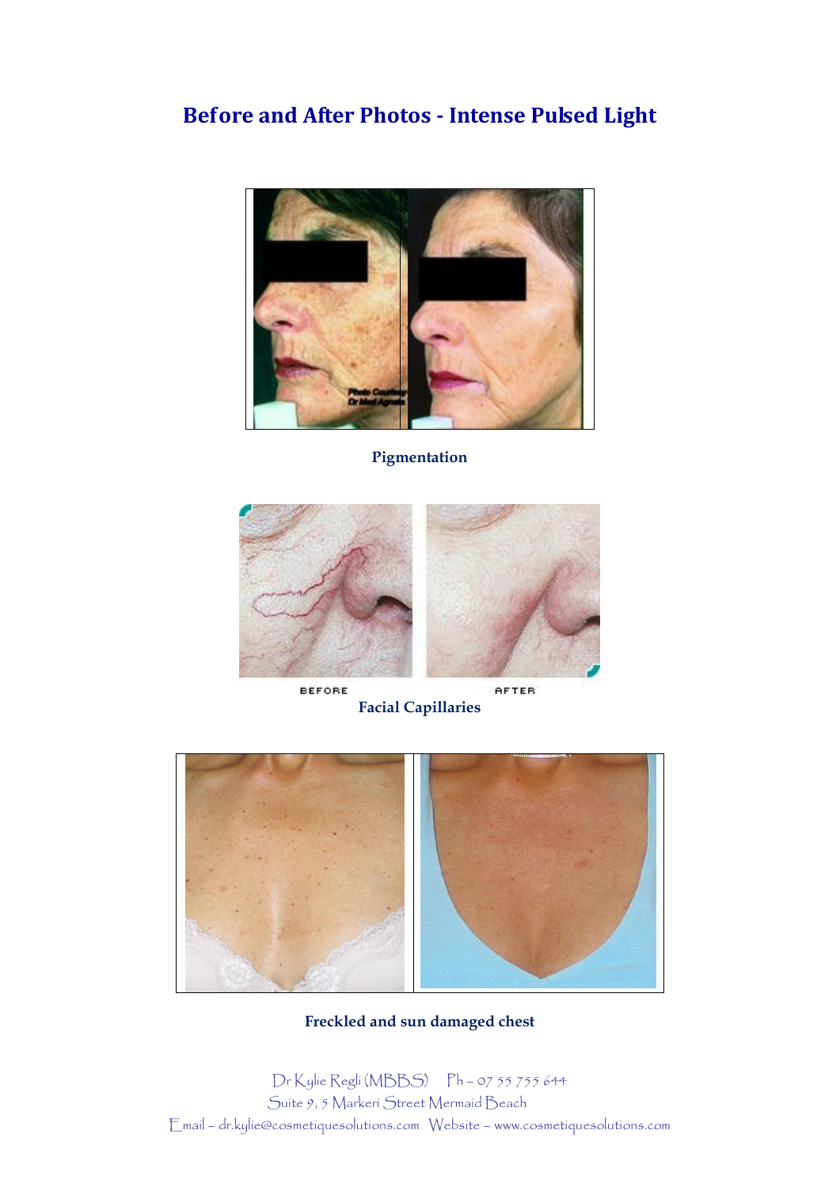# Before and After Photos - Intense Pulsed Light

**Pigmentation**

BEFORE AFTER

**Facial Capillaries**

**Freckled and sun damaged chest**

Dr Kylie Regli (MBBS) Ph – 07 55 755 644
Suite 9, 5 Markeri Street Mermaid Beach
Email – dr.kylie@cosmetiquesolutions.com Website – www.cosmetiquesolutions.com